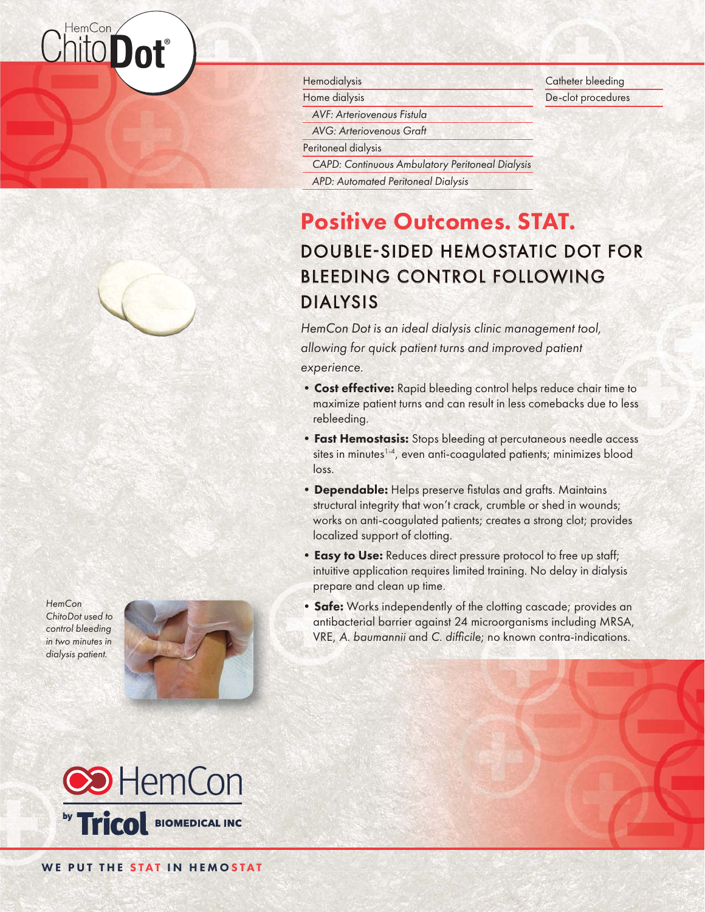HemCon ChitoDot®

| | |
|---|---|
| Hemodialysis | Catheter bleeding |
| Home dialysis | De-clot procedures |
| *AVF: Arteriovenous Fistula* | |
| *AVG: Arteriovenous Graft* | |
| Peritoneal dialysis | |
| *CAPD: Continuous Ambulatory Peritoneal Dialysis* | |
| *APD: Automated Peritoneal Dialysis* | |

# Positive Outcomes. STAT.

## DOUBLE-SIDED HEMOSTATIC DOT FOR BLEEDING CONTROL FOLLOWING DIALYSIS

*HemCon Dot is an ideal dialysis clinic management tool, allowing for quick patient turns and improved patient experience.*

- **Cost effective:** Rapid bleeding control helps reduce chair time to maximize patient turns and can result in less comebacks due to less rebleeding.
- **Fast Hemostasis:** Stops bleeding at percutaneous needle access sites in minutes[1-4], even anti-coagulated patients; minimizes blood loss.
- **Dependable:** Helps preserve fistulas and grafts. Maintains structural integrity that won't crack, crumble or shed in wounds; works on anti-coagulated patients; creates a strong clot; provides localized support of clotting.
- **Easy to Use:** Reduces direct pressure protocol to free up staff; intuitive application requires limited training. No delay in dialysis prepare and clean up time.
- **Safe:** Works independently of the clotting cascade; provides an antibacterial barrier against 24 microorganisms including MRSA, VRE, *A. baumannii* and *C. difficile*; no known contra-indications.

*HemCon ChitoDot used to control bleeding in two minutes in dialysis patient.*

HemCon by Tricol BIOMEDICAL INC

WE PUT THE STAT IN HEMOSTAT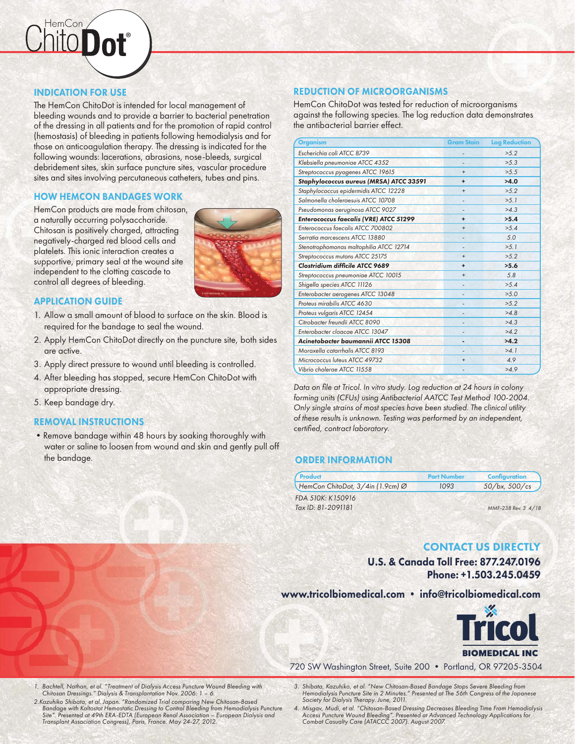HemCon ChitoDot®

## INDICATION FOR USE

The HemCon ChitoDot is intended for local management of bleeding wounds and to provide a barrier to bacterial penetration of the dressing in all patients and for the promotion of rapid control (hemostasis) of bleeding in patients following hemodialysis and for those on anticoagulation therapy. The dressing is indicated for the following wounds: lacerations, abrasions, nose-bleeds, surgical debridement sites, skin surface puncture sites, vascular procedure sites and sites involving percutaneous catheters, tubes and pins.

## HOW HEMCON BANDAGES WORK

HemCon products are made from chitosan, a naturally occurring polysaccharide. Chitosan is positively charged, attracting negatively-charged red blood cells and platelets. This ionic interaction creates a supportive, primary seal at the wound site independent to the clotting cascade to control all degrees of bleeding.

## APPLICATION GUIDE

1. Allow a small amount of blood to surface on the skin. Blood is required for the bandage to seal the wound.
2. Apply HemCon ChitoDot directly on the puncture site, both sides are active.
3. Apply direct pressure to wound until bleeding is controlled.
4. After bleeding has stopped, secure HemCon ChitoDot with appropriate dressing.
5. Keep bandage dry.

## REMOVAL INSTRUCTIONS

- Remove bandage within 48 hours by soaking thoroughly with water or saline to loosen from wound and skin and gently pull off the bandage.

## REDUCTION OF MICROORGANISMS

HemCon ChitoDot was tested for reduction of microorganisms against the following species. The log reduction data demonstrates the antibacterial barrier effect.

| Organism | Gram Stain | Log Reduction |
|---|---|---|
| *Escherichia coli ATCC 8739* | - | >5.2 |
| *Klebsiella pneumoniae ATCC 4352* | - | >5.3 |
| *Streptococcus pyogenes ATCC 19615* | + | >5.5 |
| ***Staphylococcus aureus (MRSA) ATCC 33591*** | **+** | **>4.0** |
| *Staphylococcus epidermidis ATCC 12228* | + | >5.2 |
| *Salmonella choleraesuis ATCC 10708* | - | >5.1 |
| *Pseudomonas aeruginosa ATCC 9027* | - | >4.3 |
| ***Enterococcus faecalis (VRE) ATCC 51299*** | **+** | **>5.4** |
| *Enterococcus faecalis ATCC 700802* | + | >5.4 |
| *Serratia marcescens ATCC 13880* | - | 5.0 |
| *Stenotrophomonas maltophilia ATCC 12714* | - | >5.1 |
| *Streptococcus mutans ATCC 25175* | + | >5.2 |
| ***Clostridium difficile ATCC 9689*** | **+** | **>5.6** |
| *Streptococcus pneumoniae ATCC 10015* | + | 5.8 |
| *Shigella species ATCC 11126* | - | >5.4 |
| *Enterobacter aerogenes ATCC 13048* | - | >5.0 |
| *Proteus mirabilis ATCC 4630* | - | >5.2 |
| *Proteus vulgaris ATCC 12454* | - | >4.8 |
| *Citrobacter freundii ATCC 8090* | - | >4.3 |
| *Enterobacter cloacae ATCC 13047* | - | >4.2 |
| ***Acinetobacter baumannii ATCC 15308*** | **-** | **>4.2** |
| *Moraxella catarrhalis ATCC 8193* | - | >4.1 |
| *Micrococcus luteus ATCC 49732* | + | 4.9 |
| *Vibrio cholerae ATCC 11558* | - | >4.9 |

*Data on file at Tricol. In vitro study. Log reduction at 24 hours in colony forming units (CFUs) using Antibacterial AATCC Test Method 100-2004. Only single strains of most species have been studied. The clinical utility of these results is unknown. Testing was performed by an independent, certified, contract laboratory.*

## ORDER INFORMATION

| Product | Part Number | Configuration |
|---|---|---|
| HemCon ChitoDot, 3/4in (1.9cm) Ø | 1093 | 50/bx, 500/cs |

FDA 510K: K150916
Tax ID: 81-2091181

MMF-238 Rev. 3 4/18

## CONTACT US DIRECTLY

**U.S. & Canada Toll Free: 877.247.0196**
**Phone: +1.503.245.0459**

**www.tricolbiomedical.com • info@tricolbiomedical.com**

**Tricol BIOMEDICAL INC**

720 SW Washington Street, Suite 200 • Portland, OR 97205-3504

1. Bachtell, Nathan, et al. "Treatment of Dialysis Access Puncture Wound Bleeding with Chitosan Dressings." Dialysis & Transplantation Nov. 2006: 1 – 6.
2. Kazuhiko Shibata, et al. Japan. "Randomized Trial comparing New Chitosan-Based Bandage with Kaltostat Hemostatic Dressing to Control Bleeding from Hemodialysis Puncture Site". Presented at 49th ERA-EDTA (European Renal Association – European Dialysis and Transplant Association Congress), Paris, France. May 24-27, 2012.
3. Shibata, Kazuhiko, et al. "New Chitosan-Based Bandage Stops Severe Bleeding from Hemodialysis Puncture Site in 2 Minutes." Presented at The 56th Congress of the Japanese Society for Dialysis Therapy. June, 2011.
4. Misgav, Mudi, et al. "Chitosan-Based Dressing Decreases Bleeding Time From Hemodialysis Access Puncture Wound Bleeding". Presented at Advanced Technology Applications for Combat Casualty Care (ATACCC 2007). August 2007.